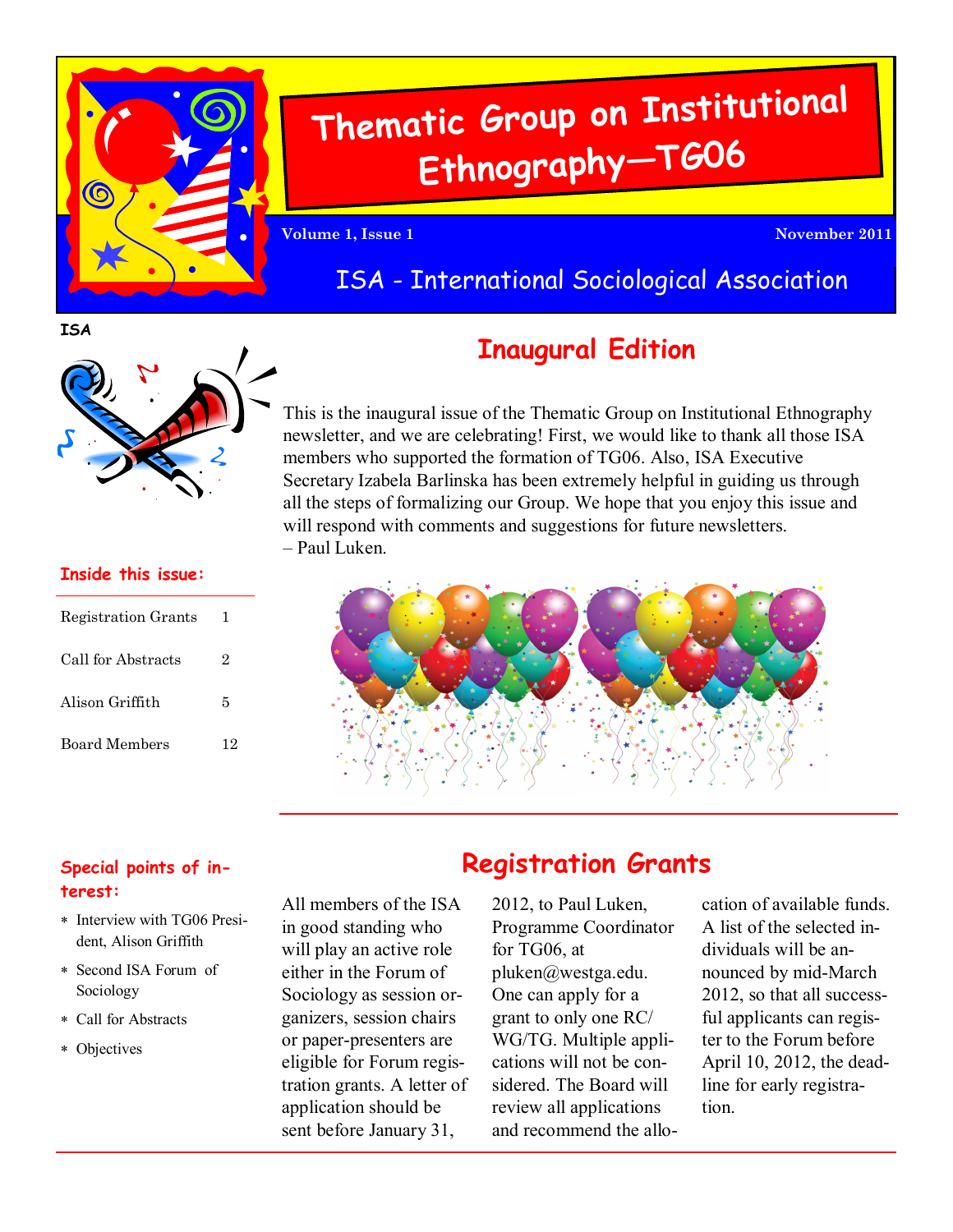# Thematic Group on Institutional Ethnography—TG06

**Volume 1, Issue 1** **November 2011**

ISA - International Sociological Association

ISA

### Inside this issue:

| | |
|---|---|
| Registration Grants | 1 |
| Call for Abstracts | 2 |
| Alison Griffith | 5 |
| Board Members | 12 |

### Special points of interest:

- Interview with TG06 President, Alison Griffith
- Second ISA Forum of Sociology
- Call for Abstracts
- Objectives

## Inaugural Edition

This is the inaugural issue of the Thematic Group on Institutional Ethnography newsletter, and we are celebrating! First, we would like to thank all those ISA members who supported the formation of TG06. Also, ISA Executive Secretary Izabela Barlinska has been extremely helpful in guiding us through all the steps of formalizing our Group. We hope that you enjoy this issue and will respond with comments and suggestions for future newsletters.
– Paul Luken.

## Registration Grants

All members of the ISA in good standing who will play an active role either in the Forum of Sociology as session organizers, session chairs or paper-presenters are eligible for Forum registration grants. A letter of application should be sent before January 31, 2012, to Paul Luken, Programme Coordinator for TG06, at pluken@westga.edu. One can apply for a grant to only one RC/WG/TG. Multiple applications will not be considered. The Board will review all applications and recommend the allocation of available funds. A list of the selected individuals will be announced by mid-March 2012, so that all successful applicants can register to the Forum before April 10, 2012, the deadline for early registration.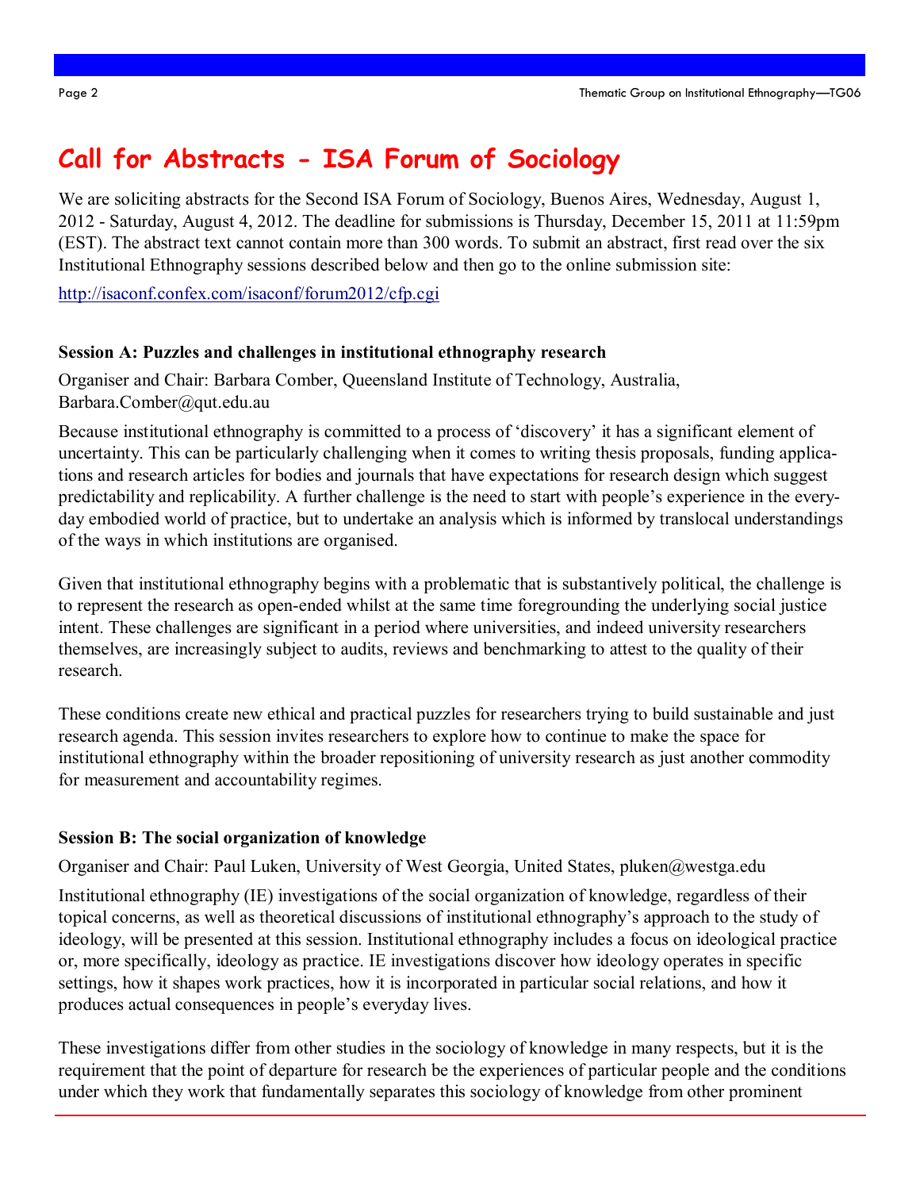# Call for Abstracts - ISA Forum of Sociology

We are soliciting abstracts for the Second ISA Forum of Sociology, Buenos Aires, Wednesday, August 1, 2012 - Saturday, August 4, 2012. The deadline for submissions is Thursday, December 15, 2011 at 11:59pm (EST). The abstract text cannot contain more than 300 words. To submit an abstract, first read over the six Institutional Ethnography sessions described below and then go to the online submission site:

http://isaconf.confex.com/isaconf/forum2012/cfp.cgi

**Session A: Puzzles and challenges in institutional ethnography research**

Organiser and Chair: Barbara Comber, Queensland Institute of Technology, Australia, Barbara.Comber@qut.edu.au

Because institutional ethnography is committed to a process of 'discovery' it has a significant element of uncertainty. This can be particularly challenging when it comes to writing thesis proposals, funding applications and research articles for bodies and journals that have expectations for research design which suggest predictability and replicability. A further challenge is the need to start with people's experience in the everyday embodied world of practice, but to undertake an analysis which is informed by translocal understandings of the ways in which institutions are organised.

Given that institutional ethnography begins with a problematic that is substantively political, the challenge is to represent the research as open-ended whilst at the same time foregrounding the underlying social justice intent. These challenges are significant in a period where universities, and indeed university researchers themselves, are increasingly subject to audits, reviews and benchmarking to attest to the quality of their research.

These conditions create new ethical and practical puzzles for researchers trying to build sustainable and just research agenda. This session invites researchers to explore how to continue to make the space for institutional ethnography within the broader repositioning of university research as just another commodity for measurement and accountability regimes.

**Session B: The social organization of knowledge**

Organiser and Chair: Paul Luken, University of West Georgia, United States, pluken@westga.edu

Institutional ethnography (IE) investigations of the social organization of knowledge, regardless of their topical concerns, as well as theoretical discussions of institutional ethnography's approach to the study of ideology, will be presented at this session. Institutional ethnography includes a focus on ideological practice or, more specifically, ideology as practice. IE investigations discover how ideology operates in specific settings, how it shapes work practices, how it is incorporated in particular social relations, and how it produces actual consequences in people's everyday lives.

These investigations differ from other studies in the sociology of knowledge in many respects, but it is the requirement that the point of departure for research be the experiences of particular people and the conditions under which they work that fundamentally separates this sociology of knowledge from other prominent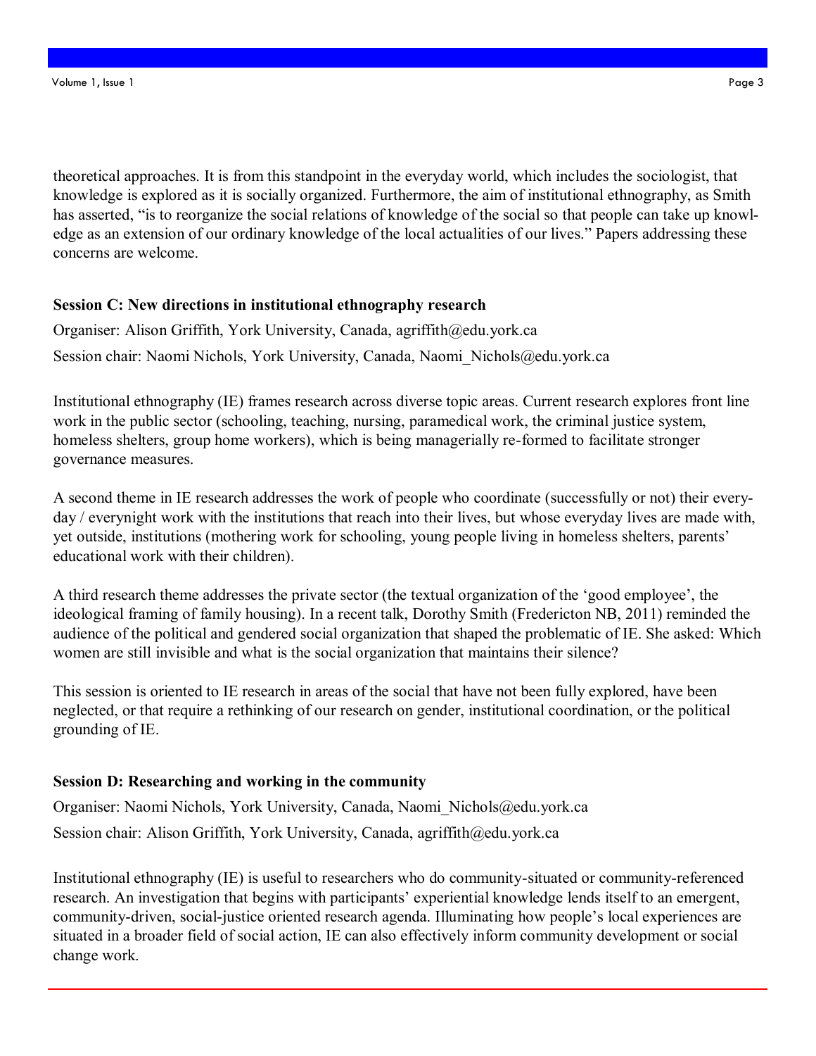theoretical approaches. It is from this standpoint in the everyday world, which includes the sociologist, that knowledge is explored as it is socially organized. Furthermore, the aim of institutional ethnography, as Smith has asserted, "is to reorganize the social relations of knowledge of the social so that people can take up knowledge as an extension of our ordinary knowledge of the local actualities of our lives." Papers addressing these concerns are welcome.

**Session C: New directions in institutional ethnography research**

Organiser: Alison Griffith, York University, Canada, agriffith@edu.york.ca

Session chair: Naomi Nichols, York University, Canada, Naomi_Nichols@edu.york.ca

Institutional ethnography (IE) frames research across diverse topic areas. Current research explores front line work in the public sector (schooling, teaching, nursing, paramedical work, the criminal justice system, homeless shelters, group home workers), which is being managerially re-formed to facilitate stronger governance measures.

A second theme in IE research addresses the work of people who coordinate (successfully or not) their everyday / everynight work with the institutions that reach into their lives, but whose everyday lives are made with, yet outside, institutions (mothering work for schooling, young people living in homeless shelters, parents' educational work with their children).

A third research theme addresses the private sector (the textual organization of the 'good employee', the ideological framing of family housing). In a recent talk, Dorothy Smith (Fredericton NB, 2011) reminded the audience of the political and gendered social organization that shaped the problematic of IE. She asked: Which women are still invisible and what is the social organization that maintains their silence?

This session is oriented to IE research in areas of the social that have not been fully explored, have been neglected, or that require a rethinking of our research on gender, institutional coordination, or the political grounding of IE.

**Session D: Researching and working in the community**

Organiser: Naomi Nichols, York University, Canada, Naomi_Nichols@edu.york.ca

Session chair: Alison Griffith, York University, Canada, agriffith@edu.york.ca

Institutional ethnography (IE) is useful to researchers who do community-situated or community-referenced research. An investigation that begins with participants' experiential knowledge lends itself to an emergent, community-driven, social-justice oriented research agenda. Illuminating how people's local experiences are situated in a broader field of social action, IE can also effectively inform community development or social change work.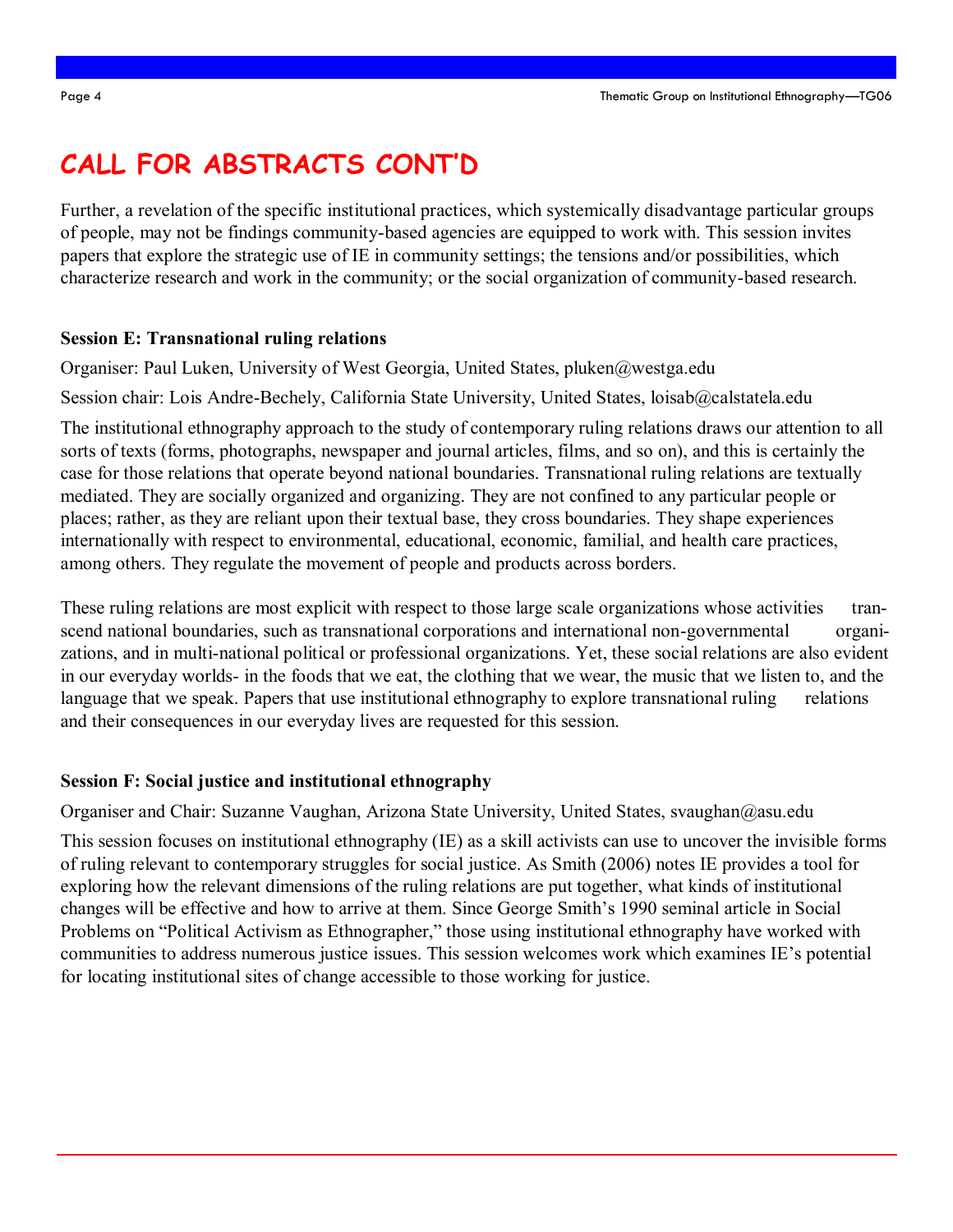# CALL FOR ABSTRACTS CONT'D

Further, a revelation of the specific institutional practices, which systemically disadvantage particular groups of people, may not be findings community-based agencies are equipped to work with. This session invites papers that explore the strategic use of IE in community settings; the tensions and/or possibilities, which characterize research and work in the community; or the social organization of community-based research.

**Session E: Transnational ruling relations**

Organiser: Paul Luken, University of West Georgia, United States, pluken@westga.edu

Session chair: Lois Andre-Bechely, California State University, United States, loisab@calstatela.edu

The institutional ethnography approach to the study of contemporary ruling relations draws our attention to all sorts of texts (forms, photographs, newspaper and journal articles, films, and so on), and this is certainly the case for those relations that operate beyond national boundaries. Transnational ruling relations are textually mediated. They are socially organized and organizing. They are not confined to any particular people or places; rather, as they are reliant upon their textual base, they cross boundaries. They shape experiences internationally with respect to environmental, educational, economic, familial, and health care practices, among others. They regulate the movement of people and products across borders.

These ruling relations are most explicit with respect to those large scale organizations whose activities transcend national boundaries, such as transnational corporations and international non-governmental organizations, and in multi-national political or professional organizations. Yet, these social relations are also evident in our everyday worlds- in the foods that we eat, the clothing that we wear, the music that we listen to, and the language that we speak. Papers that use institutional ethnography to explore transnational ruling relations and their consequences in our everyday lives are requested for this session.

**Session F: Social justice and institutional ethnography**

Organiser and Chair: Suzanne Vaughan, Arizona State University, United States, svaughan@asu.edu

This session focuses on institutional ethnography (IE) as a skill activists can use to uncover the invisible forms of ruling relevant to contemporary struggles for social justice. As Smith (2006) notes IE provides a tool for exploring how the relevant dimensions of the ruling relations are put together, what kinds of institutional changes will be effective and how to arrive at them. Since George Smith's 1990 seminal article in Social Problems on "Political Activism as Ethnographer," those using institutional ethnography have worked with communities to address numerous justice issues. This session welcomes work which examines IE's potential for locating institutional sites of change accessible to those working for justice.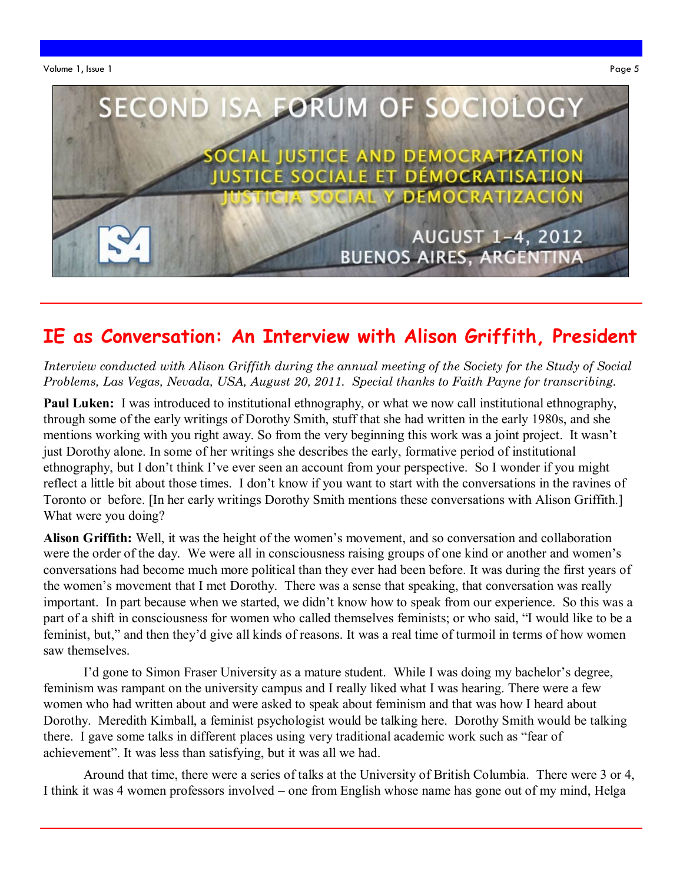SECOND ISA FORUM OF SOCIOLOGY

SOCIAL JUSTICE AND DEMOCRATIZATION
JUSTICE SOCIALE ET DÉMOCRATISATION
JUSTICIA SOCIAL Y DEMOCRATIZACIÓN

AUGUST 1–4, 2012
BUENOS AIRES, ARGENTINA

## IE as Conversation: An Interview with Alison Griffith, President

*Interview conducted with Alison Griffith during the annual meeting of the Society for the Study of Social Problems, Las Vegas, Nevada, USA, August 20, 2011. Special thanks to Faith Payne for transcribing.*

**Paul Luken:** I was introduced to institutional ethnography, or what we now call institutional ethnography, through some of the early writings of Dorothy Smith, stuff that she had written in the early 1980s, and she mentions working with you right away. So from the very beginning this work was a joint project. It wasn't just Dorothy alone. In some of her writings she describes the early, formative period of institutional ethnography, but I don't think I've ever seen an account from your perspective. So I wonder if you might reflect a little bit about those times. I don't know if you want to start with the conversations in the ravines of Toronto or before. [In her early writings Dorothy Smith mentions these conversations with Alison Griffith.] What were you doing?

**Alison Griffith:** Well, it was the height of the women's movement, and so conversation and collaboration were the order of the day. We were all in consciousness raising groups of one kind or another and women's conversations had become much more political than they ever had been before. It was during the first years of the women's movement that I met Dorothy. There was a sense that speaking, that conversation was really important. In part because when we started, we didn't know how to speak from our experience. So this was a part of a shift in consciousness for women who called themselves feminists; or who said, "I would like to be a feminist, but," and then they'd give all kinds of reasons. It was a real time of turmoil in terms of how women saw themselves.

I'd gone to Simon Fraser University as a mature student. While I was doing my bachelor's degree, feminism was rampant on the university campus and I really liked what I was hearing. There were a few women who had written about and were asked to speak about feminism and that was how I heard about Dorothy. Meredith Kimball, a feminist psychologist would be talking here. Dorothy Smith would be talking there. I gave some talks in different places using very traditional academic work such as "fear of achievement". It was less than satisfying, but it was all we had.

Around that time, there were a series of talks at the University of British Columbia. There were 3 or 4, I think it was 4 women professors involved – one from English whose name has gone out of my mind, Helga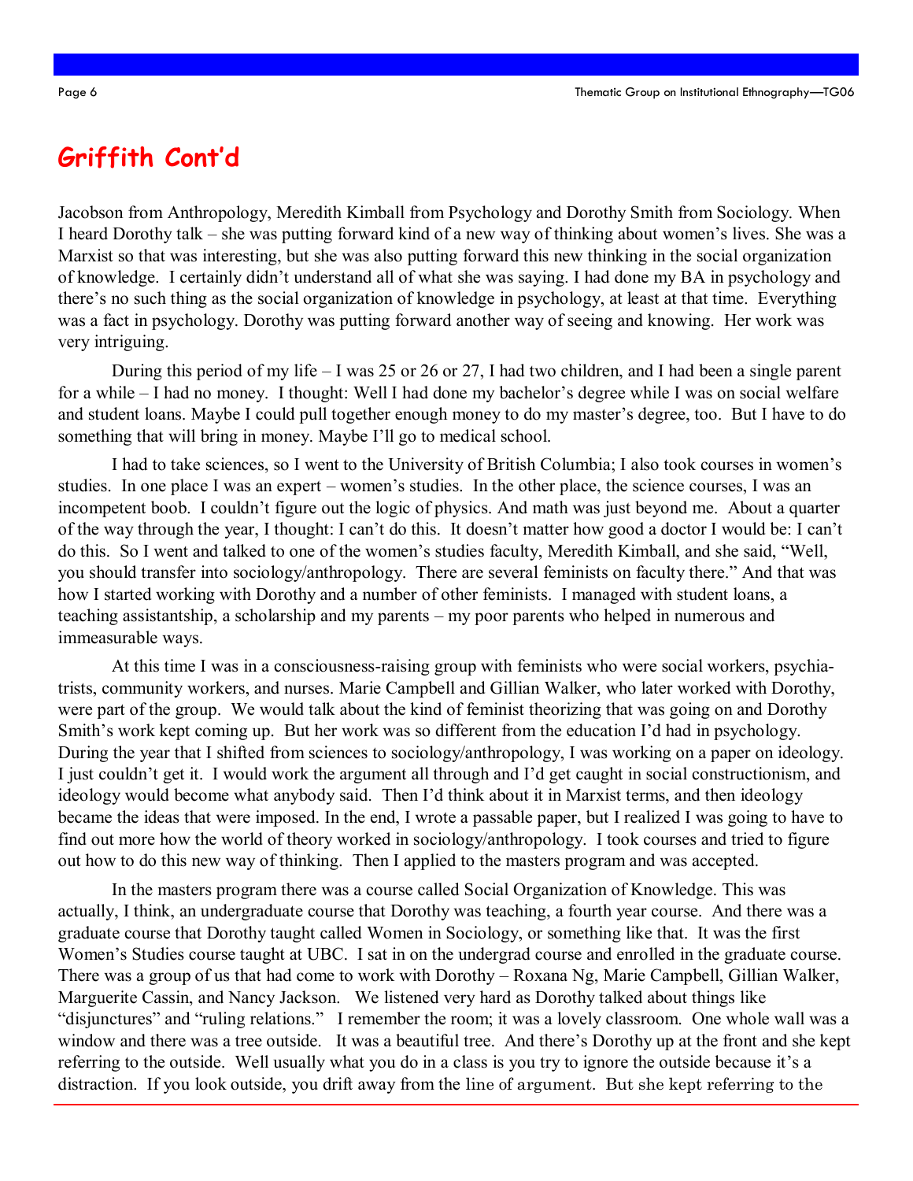## Griffith Cont'd

Jacobson from Anthropology, Meredith Kimball from Psychology and Dorothy Smith from Sociology. When I heard Dorothy talk – she was putting forward kind of a new way of thinking about women's lives. She was a Marxist so that was interesting, but she was also putting forward this new thinking in the social organization of knowledge. I certainly didn't understand all of what she was saying. I had done my BA in psychology and there's no such thing as the social organization of knowledge in psychology, at least at that time. Everything was a fact in psychology. Dorothy was putting forward another way of seeing and knowing. Her work was very intriguing.

During this period of my life – I was 25 or 26 or 27, I had two children, and I had been a single parent for a while – I had no money. I thought: Well I had done my bachelor's degree while I was on social welfare and student loans. Maybe I could pull together enough money to do my master's degree, too. But I have to do something that will bring in money. Maybe I'll go to medical school.

I had to take sciences, so I went to the University of British Columbia; I also took courses in women's studies. In one place I was an expert – women's studies. In the other place, the science courses, I was an incompetent boob. I couldn't figure out the logic of physics. And math was just beyond me. About a quarter of the way through the year, I thought: I can't do this. It doesn't matter how good a doctor I would be: I can't do this. So I went and talked to one of the women's studies faculty, Meredith Kimball, and she said, "Well, you should transfer into sociology/anthropology. There are several feminists on faculty there." And that was how I started working with Dorothy and a number of other feminists. I managed with student loans, a teaching assistantship, a scholarship and my parents – my poor parents who helped in numerous and immeasurable ways.

At this time I was in a consciousness-raising group with feminists who were social workers, psychiatrists, community workers, and nurses. Marie Campbell and Gillian Walker, who later worked with Dorothy, were part of the group. We would talk about the kind of feminist theorizing that was going on and Dorothy Smith's work kept coming up. But her work was so different from the education I'd had in psychology. During the year that I shifted from sciences to sociology/anthropology, I was working on a paper on ideology. I just couldn't get it. I would work the argument all through and I'd get caught in social constructionism, and ideology would become what anybody said. Then I'd think about it in Marxist terms, and then ideology became the ideas that were imposed. In the end, I wrote a passable paper, but I realized I was going to have to find out more how the world of theory worked in sociology/anthropology. I took courses and tried to figure out how to do this new way of thinking. Then I applied to the masters program and was accepted.

In the masters program there was a course called Social Organization of Knowledge. This was actually, I think, an undergraduate course that Dorothy was teaching, a fourth year course. And there was a graduate course that Dorothy taught called Women in Sociology, or something like that. It was the first Women's Studies course taught at UBC. I sat in on the undergrad course and enrolled in the graduate course. There was a group of us that had come to work with Dorothy – Roxana Ng, Marie Campbell, Gillian Walker, Marguerite Cassin, and Nancy Jackson. We listened very hard as Dorothy talked about things like "disjunctures" and "ruling relations." I remember the room; it was a lovely classroom. One whole wall was a window and there was a tree outside. It was a beautiful tree. And there's Dorothy up at the front and she kept referring to the outside. Well usually what you do in a class is you try to ignore the outside because it's a distraction. If you look outside, you drift away from the line of argument. But she kept referring to the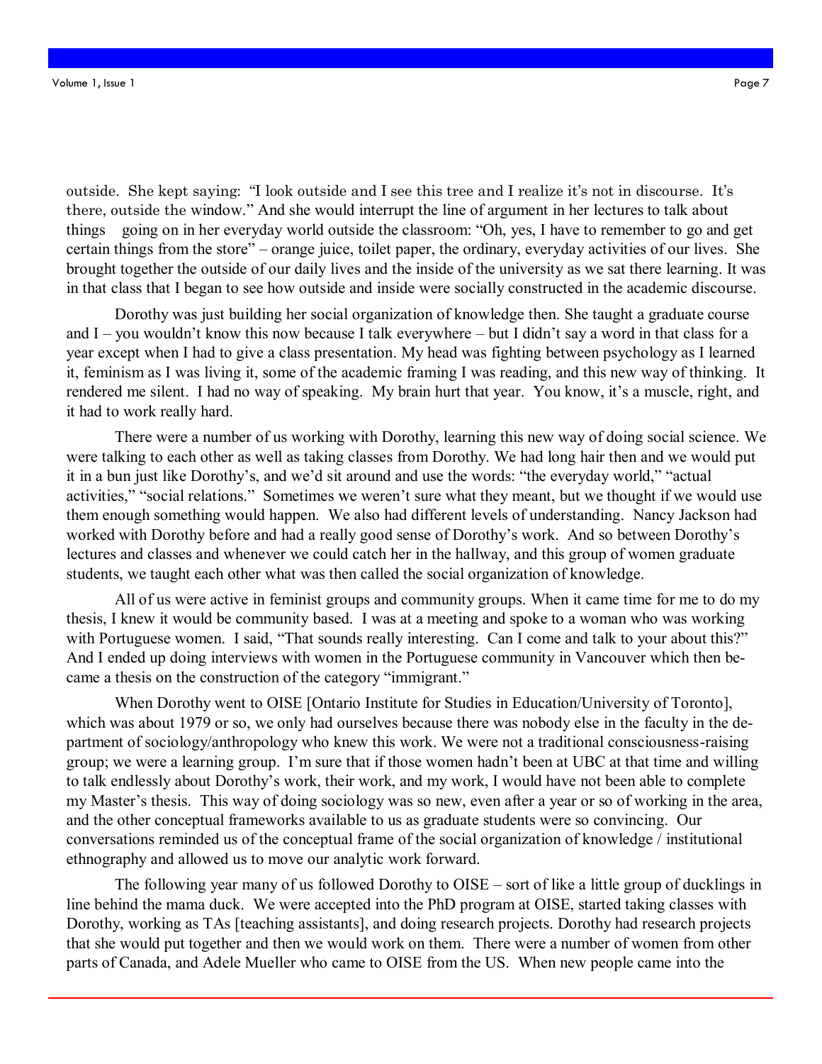outside. She kept saying: "I look outside and I see this tree and I realize it's not in discourse. It's there, outside the window." And she would interrupt the line of argument in her lectures to talk about things going on in her everyday world outside the classroom: "Oh, yes, I have to remember to go and get certain things from the store" – orange juice, toilet paper, the ordinary, everyday activities of our lives. She brought together the outside of our daily lives and the inside of the university as we sat there learning. It was in that class that I began to see how outside and inside were socially constructed in the academic discourse.

Dorothy was just building her social organization of knowledge then. She taught a graduate course and I – you wouldn't know this now because I talk everywhere – but I didn't say a word in that class for a year except when I had to give a class presentation. My head was fighting between psychology as I learned it, feminism as I was living it, some of the academic framing I was reading, and this new way of thinking. It rendered me silent. I had no way of speaking. My brain hurt that year. You know, it's a muscle, right, and it had to work really hard.

There were a number of us working with Dorothy, learning this new way of doing social science. We were talking to each other as well as taking classes from Dorothy. We had long hair then and we would put it in a bun just like Dorothy's, and we'd sit around and use the words: "the everyday world," "actual activities," "social relations." Sometimes we weren't sure what they meant, but we thought if we would use them enough something would happen. We also had different levels of understanding. Nancy Jackson had worked with Dorothy before and had a really good sense of Dorothy's work. And so between Dorothy's lectures and classes and whenever we could catch her in the hallway, and this group of women graduate students, we taught each other what was then called the social organization of knowledge.

All of us were active in feminist groups and community groups. When it came time for me to do my thesis, I knew it would be community based. I was at a meeting and spoke to a woman who was working with Portuguese women. I said, "That sounds really interesting. Can I come and talk to your about this?" And I ended up doing interviews with women in the Portuguese community in Vancouver which then became a thesis on the construction of the category "immigrant."

When Dorothy went to OISE [Ontario Institute for Studies in Education/University of Toronto], which was about 1979 or so, we only had ourselves because there was nobody else in the faculty in the department of sociology/anthropology who knew this work. We were not a traditional consciousness-raising group; we were a learning group. I'm sure that if those women hadn't been at UBC at that time and willing to talk endlessly about Dorothy's work, their work, and my work, I would have not been able to complete my Master's thesis. This way of doing sociology was so new, even after a year or so of working in the area, and the other conceptual frameworks available to us as graduate students were so convincing. Our conversations reminded us of the conceptual frame of the social organization of knowledge / institutional ethnography and allowed us to move our analytic work forward.

The following year many of us followed Dorothy to OISE – sort of like a little group of ducklings in line behind the mama duck. We were accepted into the PhD program at OISE, started taking classes with Dorothy, working as TAs [teaching assistants], and doing research projects. Dorothy had research projects that she would put together and then we would work on them. There were a number of women from other parts of Canada, and Adele Mueller who came to OISE from the US. When new people came into the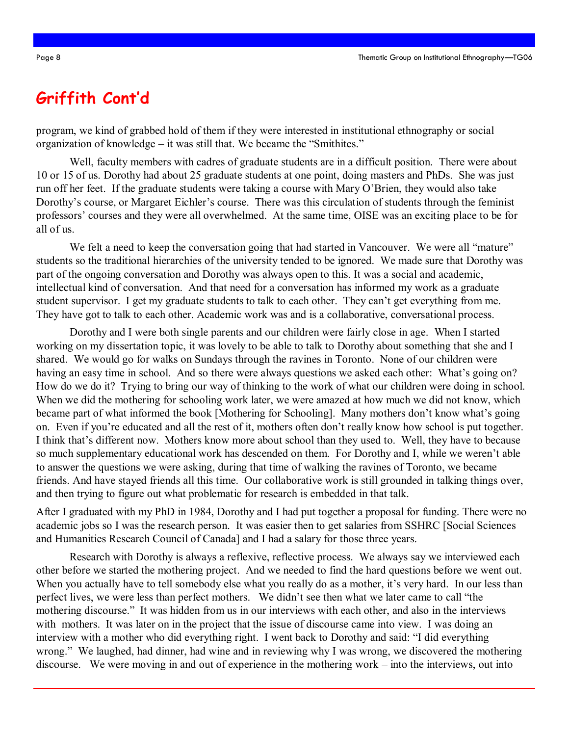## Griffith Cont'd

program, we kind of grabbed hold of them if they were interested in institutional ethnography or social organization of knowledge – it was still that. We became the "Smithites."

Well, faculty members with cadres of graduate students are in a difficult position. There were about 10 or 15 of us. Dorothy had about 25 graduate students at one point, doing masters and PhDs. She was just run off her feet. If the graduate students were taking a course with Mary O'Brien, they would also take Dorothy's course, or Margaret Eichler's course. There was this circulation of students through the feminist professors' courses and they were all overwhelmed. At the same time, OISE was an exciting place to be for all of us.

We felt a need to keep the conversation going that had started in Vancouver. We were all "mature" students so the traditional hierarchies of the university tended to be ignored. We made sure that Dorothy was part of the ongoing conversation and Dorothy was always open to this. It was a social and academic, intellectual kind of conversation. And that need for a conversation has informed my work as a graduate student supervisor. I get my graduate students to talk to each other. They can't get everything from me. They have got to talk to each other. Academic work was and is a collaborative, conversational process.

Dorothy and I were both single parents and our children were fairly close in age. When I started working on my dissertation topic, it was lovely to be able to talk to Dorothy about something that she and I shared. We would go for walks on Sundays through the ravines in Toronto. None of our children were having an easy time in school. And so there were always questions we asked each other: What's going on? How do we do it? Trying to bring our way of thinking to the work of what our children were doing in school. When we did the mothering for schooling work later, we were amazed at how much we did not know, which became part of what informed the book [Mothering for Schooling]. Many mothers don't know what's going on. Even if you're educated and all the rest of it, mothers often don't really know how school is put together. I think that's different now. Mothers know more about school than they used to. Well, they have to because so much supplementary educational work has descended on them. For Dorothy and I, while we weren't able to answer the questions we were asking, during that time of walking the ravines of Toronto, we became friends. And have stayed friends all this time. Our collaborative work is still grounded in talking things over, and then trying to figure out what problematic for research is embedded in that talk.

After I graduated with my PhD in 1984, Dorothy and I had put together a proposal for funding. There were no academic jobs so I was the research person. It was easier then to get salaries from SSHRC [Social Sciences and Humanities Research Council of Canada] and I had a salary for those three years.

Research with Dorothy is always a reflexive, reflective process. We always say we interviewed each other before we started the mothering project. And we needed to find the hard questions before we went out. When you actually have to tell somebody else what you really do as a mother, it's very hard. In our less than perfect lives, we were less than perfect mothers. We didn't see then what we later came to call "the mothering discourse." It was hidden from us in our interviews with each other, and also in the interviews with mothers. It was later on in the project that the issue of discourse came into view. I was doing an interview with a mother who did everything right. I went back to Dorothy and said: "I did everything wrong." We laughed, had dinner, had wine and in reviewing why I was wrong, we discovered the mothering discourse. We were moving in and out of experience in the mothering work – into the interviews, out into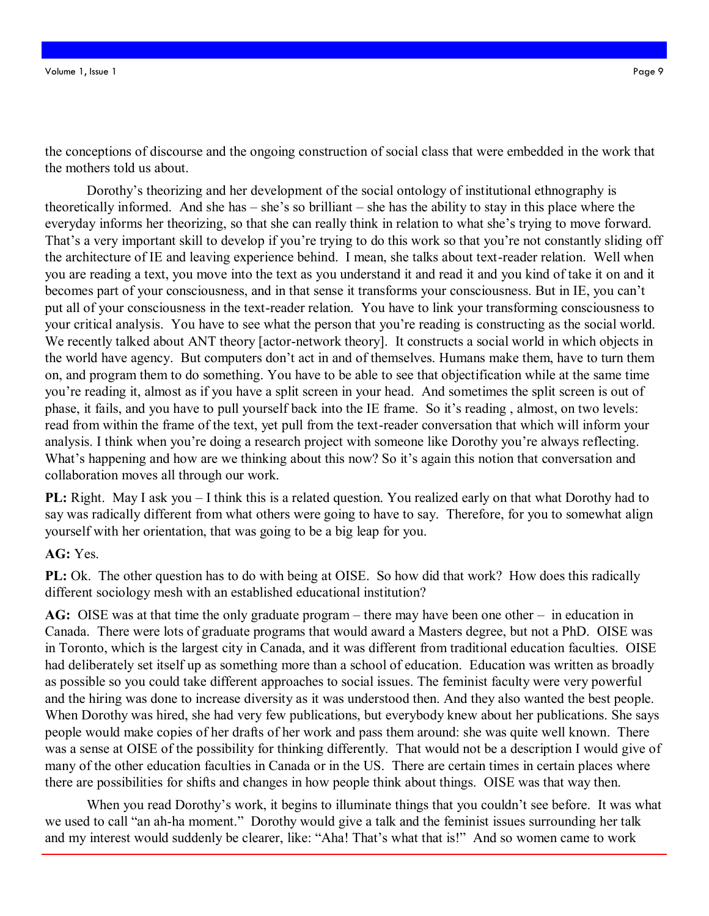the conceptions of discourse and the ongoing construction of social class that were embedded in the work that the mothers told us about.

Dorothy's theorizing and her development of the social ontology of institutional ethnography is theoretically informed. And she has – she's so brilliant – she has the ability to stay in this place where the everyday informs her theorizing, so that she can really think in relation to what she's trying to move forward. That's a very important skill to develop if you're trying to do this work so that you're not constantly sliding off the architecture of IE and leaving experience behind. I mean, she talks about text-reader relation. Well when you are reading a text, you move into the text as you understand it and read it and you kind of take it on and it becomes part of your consciousness, and in that sense it transforms your consciousness. But in IE, you can't put all of your consciousness in the text-reader relation. You have to link your transforming consciousness to your critical analysis. You have to see what the person that you're reading is constructing as the social world. We recently talked about ANT theory [actor-network theory]. It constructs a social world in which objects in the world have agency. But computers don't act in and of themselves. Humans make them, have to turn them on, and program them to do something. You have to be able to see that objectification while at the same time you're reading it, almost as if you have a split screen in your head. And sometimes the split screen is out of phase, it fails, and you have to pull yourself back into the IE frame. So it's reading , almost, on two levels: read from within the frame of the text, yet pull from the text-reader conversation that which will inform your analysis. I think when you're doing a research project with someone like Dorothy you're always reflecting. What's happening and how are we thinking about this now? So it's again this notion that conversation and collaboration moves all through our work.

**PL:** Right. May I ask you – I think this is a related question. You realized early on that what Dorothy had to say was radically different from what others were going to have to say. Therefore, for you to somewhat align yourself with her orientation, that was going to be a big leap for you.

**AG:** Yes.

**PL:** Ok. The other question has to do with being at OISE. So how did that work? How does this radically different sociology mesh with an established educational institution?

**AG:** OISE was at that time the only graduate program – there may have been one other – in education in Canada. There were lots of graduate programs that would award a Masters degree, but not a PhD. OISE was in Toronto, which is the largest city in Canada, and it was different from traditional education faculties. OISE had deliberately set itself up as something more than a school of education. Education was written as broadly as possible so you could take different approaches to social issues. The feminist faculty were very powerful and the hiring was done to increase diversity as it was understood then. And they also wanted the best people. When Dorothy was hired, she had very few publications, but everybody knew about her publications. She says people would make copies of her drafts of her work and pass them around: she was quite well known. There was a sense at OISE of the possibility for thinking differently. That would not be a description I would give of many of the other education faculties in Canada or in the US. There are certain times in certain places where there are possibilities for shifts and changes in how people think about things. OISE was that way then.

When you read Dorothy's work, it begins to illuminate things that you couldn't see before. It was what we used to call "an ah-ha moment." Dorothy would give a talk and the feminist issues surrounding her talk and my interest would suddenly be clearer, like: "Aha! That's what that is!" And so women came to work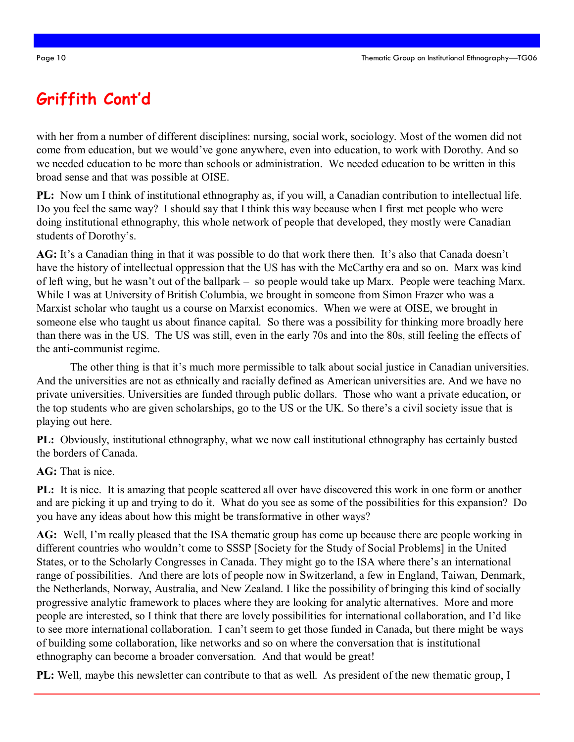## Griffith Cont'd

with her from a number of different disciplines: nursing, social work, sociology. Most of the women did not come from education, but we would've gone anywhere, even into education, to work with Dorothy. And so we needed education to be more than schools or administration. We needed education to be written in this broad sense and that was possible at OISE.

**PL:** Now um I think of institutional ethnography as, if you will, a Canadian contribution to intellectual life. Do you feel the same way? I should say that I think this way because when I first met people who were doing institutional ethnography, this whole network of people that developed, they mostly were Canadian students of Dorothy's.

**AG:** It's a Canadian thing in that it was possible to do that work there then. It's also that Canada doesn't have the history of intellectual oppression that the US has with the McCarthy era and so on. Marx was kind of left wing, but he wasn't out of the ballpark – so people would take up Marx. People were teaching Marx. While I was at University of British Columbia, we brought in someone from Simon Frazer who was a Marxist scholar who taught us a course on Marxist economics. When we were at OISE, we brought in someone else who taught us about finance capital. So there was a possibility for thinking more broadly here than there was in the US. The US was still, even in the early 70s and into the 80s, still feeling the effects of the anti-communist regime.

The other thing is that it's much more permissible to talk about social justice in Canadian universities. And the universities are not as ethnically and racially defined as American universities are. And we have no private universities. Universities are funded through public dollars. Those who want a private education, or the top students who are given scholarships, go to the US or the UK. So there's a civil society issue that is playing out here.

**PL:** Obviously, institutional ethnography, what we now call institutional ethnography has certainly busted the borders of Canada.

**AG:** That is nice.

**PL:** It is nice. It is amazing that people scattered all over have discovered this work in one form or another and are picking it up and trying to do it. What do you see as some of the possibilities for this expansion? Do you have any ideas about how this might be transformative in other ways?

**AG:** Well, I'm really pleased that the ISA thematic group has come up because there are people working in different countries who wouldn't come to SSSP [Society for the Study of Social Problems] in the United States, or to the Scholarly Congresses in Canada. They might go to the ISA where there's an international range of possibilities. And there are lots of people now in Switzerland, a few in England, Taiwan, Denmark, the Netherlands, Norway, Australia, and New Zealand. I like the possibility of bringing this kind of socially progressive analytic framework to places where they are looking for analytic alternatives. More and more people are interested, so I think that there are lovely possibilities for international collaboration, and I'd like to see more international collaboration. I can't seem to get those funded in Canada, but there might be ways of building some collaboration, like networks and so on where the conversation that is institutional ethnography can become a broader conversation. And that would be great!

**PL:** Well, maybe this newsletter can contribute to that as well. As president of the new thematic group, I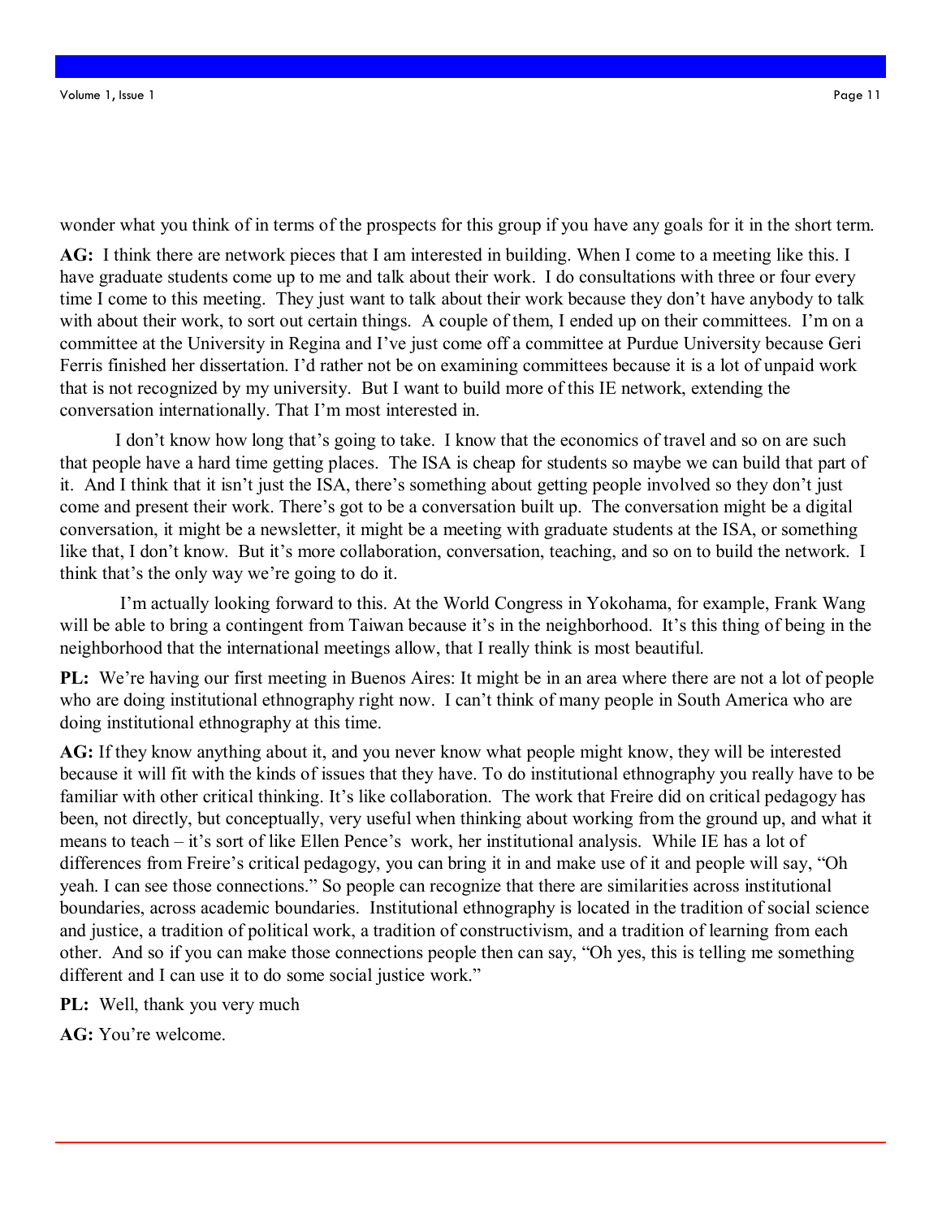wonder what you think of in terms of the prospects for this group if you have any goals for it in the short term.

**AG:** I think there are network pieces that I am interested in building. When I come to a meeting like this. I have graduate students come up to me and talk about their work. I do consultations with three or four every time I come to this meeting. They just want to talk about their work because they don't have anybody to talk with about their work, to sort out certain things. A couple of them, I ended up on their committees. I'm on a committee at the University in Regina and I've just come off a committee at Purdue University because Geri Ferris finished her dissertation. I'd rather not be on examining committees because it is a lot of unpaid work that is not recognized by my university. But I want to build more of this IE network, extending the conversation internationally. That I'm most interested in.

I don't know how long that's going to take. I know that the economics of travel and so on are such that people have a hard time getting places. The ISA is cheap for students so maybe we can build that part of it. And I think that it isn't just the ISA, there's something about getting people involved so they don't just come and present their work. There's got to be a conversation built up. The conversation might be a digital conversation, it might be a newsletter, it might be a meeting with graduate students at the ISA, or something like that, I don't know. But it's more collaboration, conversation, teaching, and so on to build the network. I think that's the only way we're going to do it.

I'm actually looking forward to this. At the World Congress in Yokohama, for example, Frank Wang will be able to bring a contingent from Taiwan because it's in the neighborhood. It's this thing of being in the neighborhood that the international meetings allow, that I really think is most beautiful.

**PL:** We're having our first meeting in Buenos Aires: It might be in an area where there are not a lot of people who are doing institutional ethnography right now. I can't think of many people in South America who are doing institutional ethnography at this time.

**AG:** If they know anything about it, and you never know what people might know, they will be interested because it will fit with the kinds of issues that they have. To do institutional ethnography you really have to be familiar with other critical thinking. It's like collaboration. The work that Freire did on critical pedagogy has been, not directly, but conceptually, very useful when thinking about working from the ground up, and what it means to teach – it's sort of like Ellen Pence's work, her institutional analysis. While IE has a lot of differences from Freire's critical pedagogy, you can bring it in and make use of it and people will say, "Oh yeah. I can see those connections." So people can recognize that there are similarities across institutional boundaries, across academic boundaries. Institutional ethnography is located in the tradition of social science and justice, a tradition of political work, a tradition of constructivism, and a tradition of learning from each other. And so if you can make those connections people then can say, "Oh yes, this is telling me something different and I can use it to do some social justice work."

**PL:** Well, thank you very much

**AG:** You're welcome.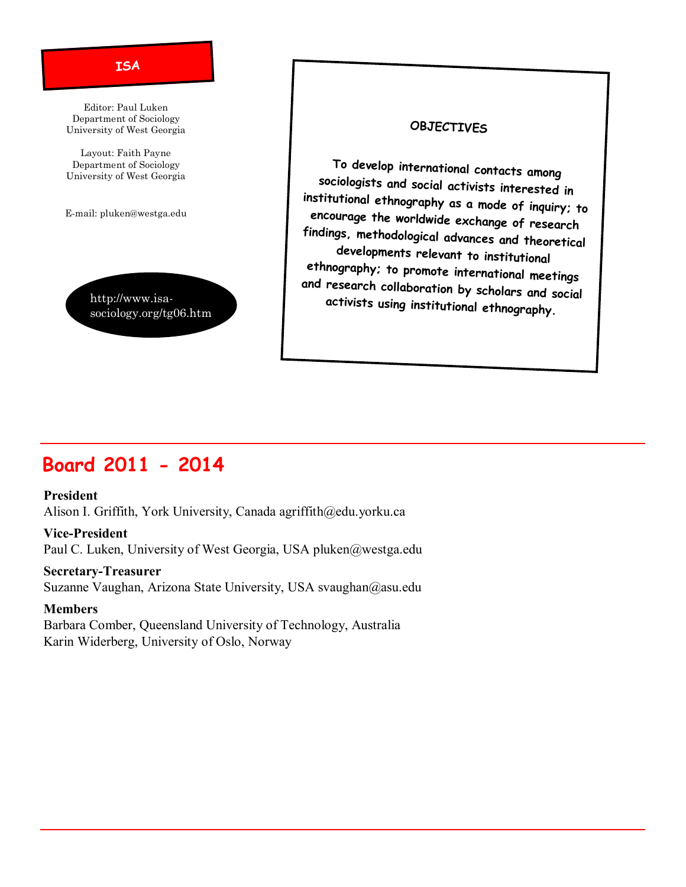**ISA**

Editor: Paul Luken
Department of Sociology
University of West Georgia

Layout: Faith Payne
Department of Sociology
University of West Georgia

E-mail: pluken@westga.edu

http://www.isa-sociology.org/tg06.htm

### OBJECTIVES

To develop international contacts among sociologists and social activists interested in institutional ethnography as a mode of inquiry; to encourage the worldwide exchange of research findings, methodological advances and theoretical developments relevant to institutional ethnography; to promote international meetings and research collaboration by scholars and social activists using institutional ethnography.

## Board 2011 - 2014

**President**
Alison I. Griffith, York University, Canada agriffith@edu.yorku.ca

**Vice-President**
Paul C. Luken, University of West Georgia, USA pluken@westga.edu

**Secretary-Treasurer**
Suzanne Vaughan, Arizona State University, USA svaughan@asu.edu

**Members**
Barbara Comber, Queensland University of Technology, Australia
Karin Widerberg, University of Oslo, Norway